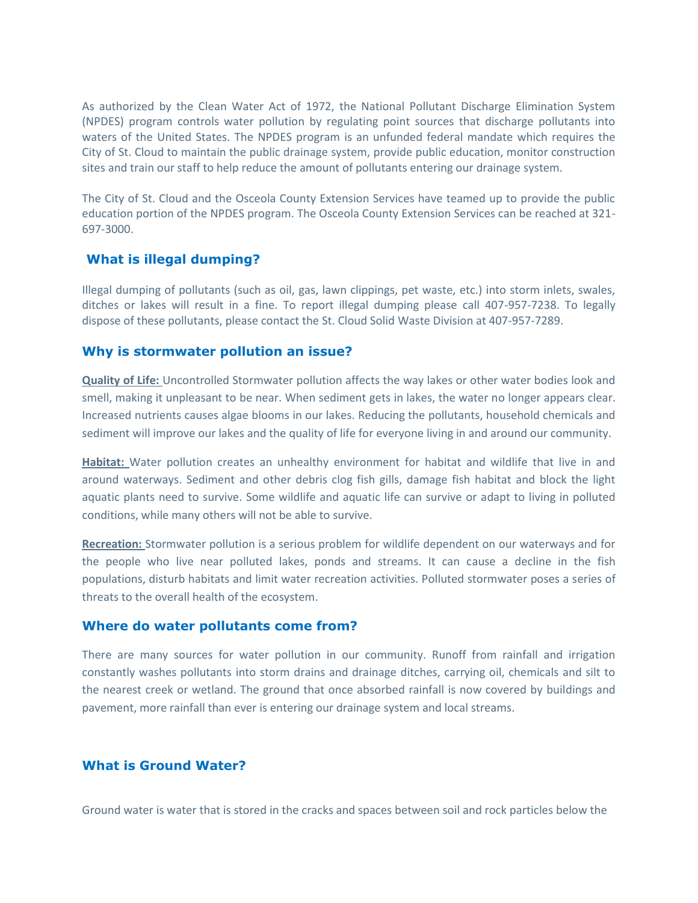As authorized by the Clean Water Act of 1972, the National Pollutant Discharge Elimination System (NPDES) program controls water pollution by regulating point sources that discharge pollutants into waters of the United States. The NPDES program is an unfunded federal mandate which requires the City of St. Cloud to maintain the public drainage system, provide public education, monitor construction sites and train our staff to help reduce the amount of pollutants entering our drainage system.

The City of St. Cloud and the Osceola County Extension Services have teamed up to provide the public education portion of the NPDES program. The Osceola County Extension Services can be reached at 321-697-3000.

## What is illegal dumping?

Illegal dumping of pollutants (such as oil, gas, lawn clippings, pet waste, etc.) into storm inlets, swales, ditches or lakes will result in a fine. To report illegal dumping please call 407-957-7238. To legally dispose of these pollutants, please contact the St. Cloud Solid Waste Division at 407-957-7289.

## Why is stormwater pollution an issue?

**Quality of Life:** Uncontrolled Stormwater pollution affects the way lakes or other water bodies look and smell, making it unpleasant to be near. When sediment gets in lakes, the water no longer appears clear. Increased nutrients causes algae blooms in our lakes. Reducing the pollutants, household chemicals and sediment will improve our lakes and the quality of life for everyone living in and around our community.

**Habitat:** Water pollution creates an unhealthy environment for habitat and wildlife that live in and around waterways. Sediment and other debris clog fish gills, damage fish habitat and block the light aquatic plants need to survive. Some wildlife and aquatic life can survive or adapt to living in polluted conditions, while many others will not be able to survive.

**Recreation:** Stormwater pollution is a serious problem for wildlife dependent on our waterways and for the people who live near polluted lakes, ponds and streams. It can cause a decline in the fish populations, disturb habitats and limit water recreation activities. Polluted stormwater poses a series of threats to the overall health of the ecosystem.

## Where do water pollutants come from?

There are many sources for water pollution in our community. Runoff from rainfall and irrigation constantly washes pollutants into storm drains and drainage ditches, carrying oil, chemicals and silt to the nearest creek or wetland. The ground that once absorbed rainfall is now covered by buildings and pavement, more rainfall than ever is entering our drainage system and local streams.

## What is Ground Water?

Ground water is water that is stored in the cracks and spaces between soil and rock particles below the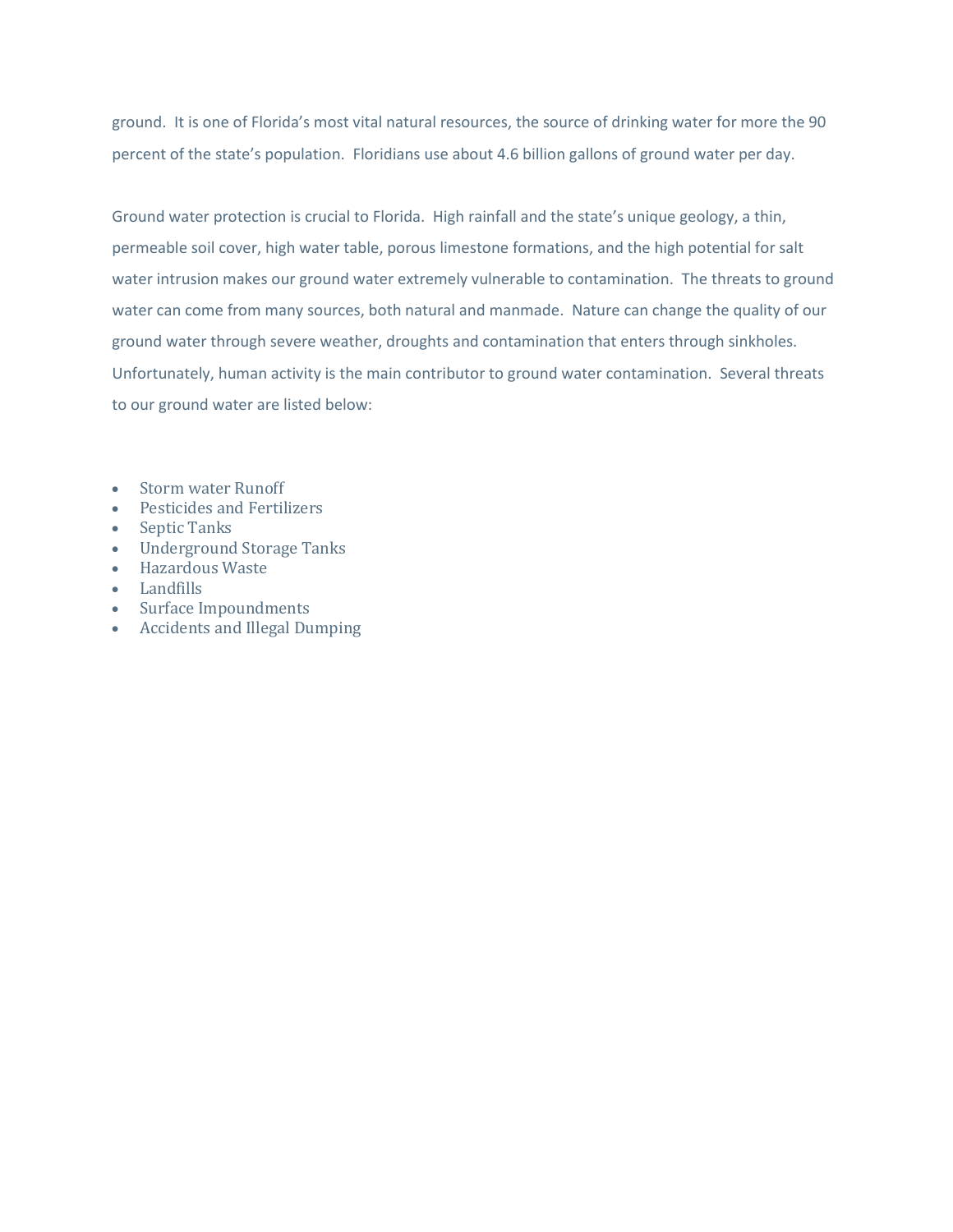ground. It is one of Florida's most vital natural resources, the source of drinking water for more the 90 percent of the state's population. Floridians use about 4.6 billion gallons of ground water per day.

Ground water protection is crucial to Florida. High rainfall and the state's unique geology, a thin, permeable soil cover, high water table, porous limestone formations, and the high potential for salt water intrusion makes our ground water extremely vulnerable to contamination. The threats to ground water can come from many sources, both natural and manmade. Nature can change the quality of our ground water through severe weather, droughts and contamination that enters through sinkholes. Unfortunately, human activity is the main contributor to ground water contamination. Several threats to our ground water are listed below:

- Storm water Runoff
- Pesticides and Fertilizers
- Septic Tanks
- Underground Storage Tanks
- Hazardous Waste
- Landfills
- Surface Impoundments
- Accidents and Illegal Dumping